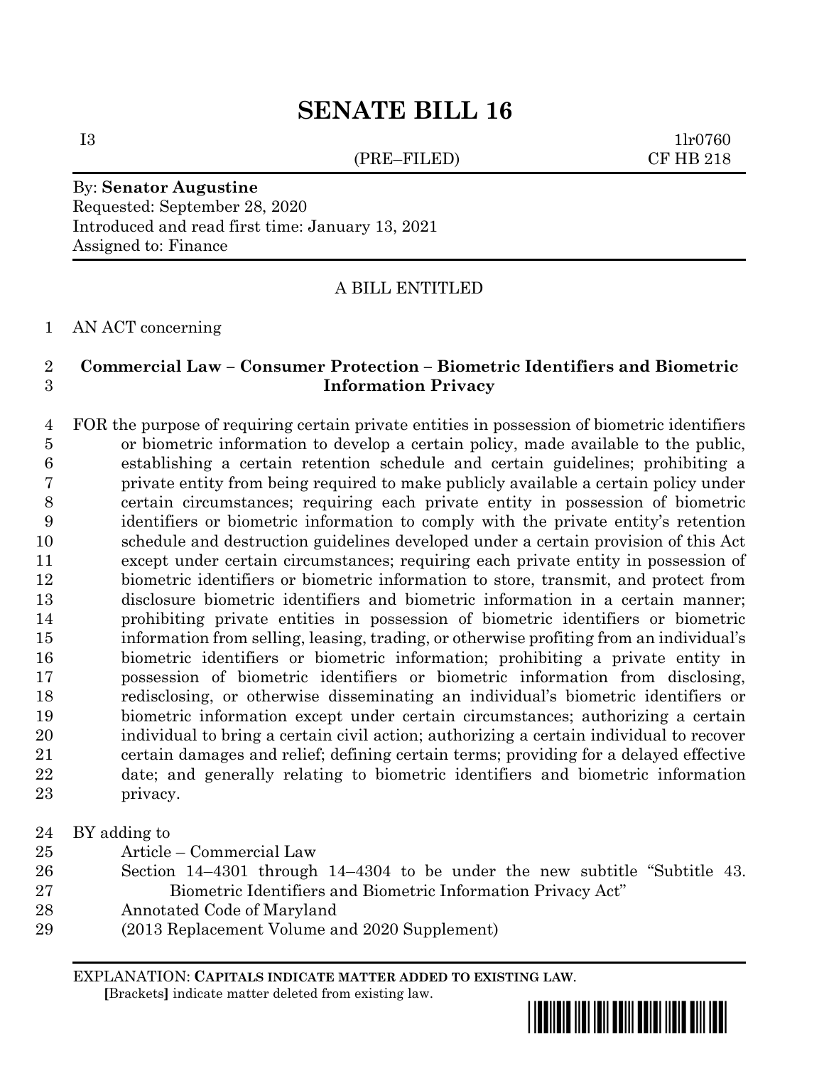# SENATE BILL 16

I3 (PRE–FILED) 1lr0760
CF HB 218

By: **Senator Augustine**
Requested: September 28, 2020
Introduced and read first time: January 13, 2021
Assigned to: Finance

A BILL ENTITLED

AN ACT concerning

**Commercial Law – Consumer Protection – Biometric Identifiers and Biometric Information Privacy**

FOR the purpose of requiring certain private entities in possession of biometric identifiers or biometric information to develop a certain policy, made available to the public, establishing a certain retention schedule and certain guidelines; prohibiting a private entity from being required to make publicly available a certain policy under certain circumstances; requiring each private entity in possession of biometric identifiers or biometric information to comply with the private entity's retention schedule and destruction guidelines developed under a certain provision of this Act except under certain circumstances; requiring each private entity in possession of biometric identifiers or biometric information to store, transmit, and protect from disclosure biometric identifiers and biometric information in a certain manner; prohibiting private entities in possession of biometric identifiers or biometric information from selling, leasing, trading, or otherwise profiting from an individual's biometric identifiers or biometric information; prohibiting a private entity in possession of biometric identifiers or biometric information from disclosing, redisclosing, or otherwise disseminating an individual's biometric identifiers or biometric information except under certain circumstances; authorizing a certain individual to bring a certain civil action; authorizing a certain individual to recover certain damages and relief; defining certain terms; providing for a delayed effective date; and generally relating to biometric identifiers and biometric information privacy.

BY adding to
Article – Commercial Law
Section 14–4301 through 14–4304 to be under the new subtitle "Subtitle 43. Biometric Identifiers and Biometric Information Privacy Act"
Annotated Code of Maryland
(2013 Replacement Volume and 2020 Supplement)

EXPLANATION: **CAPITALS INDICATE MATTER ADDED TO EXISTING LAW**.
**[**Brackets**]** indicate matter deleted from existing law.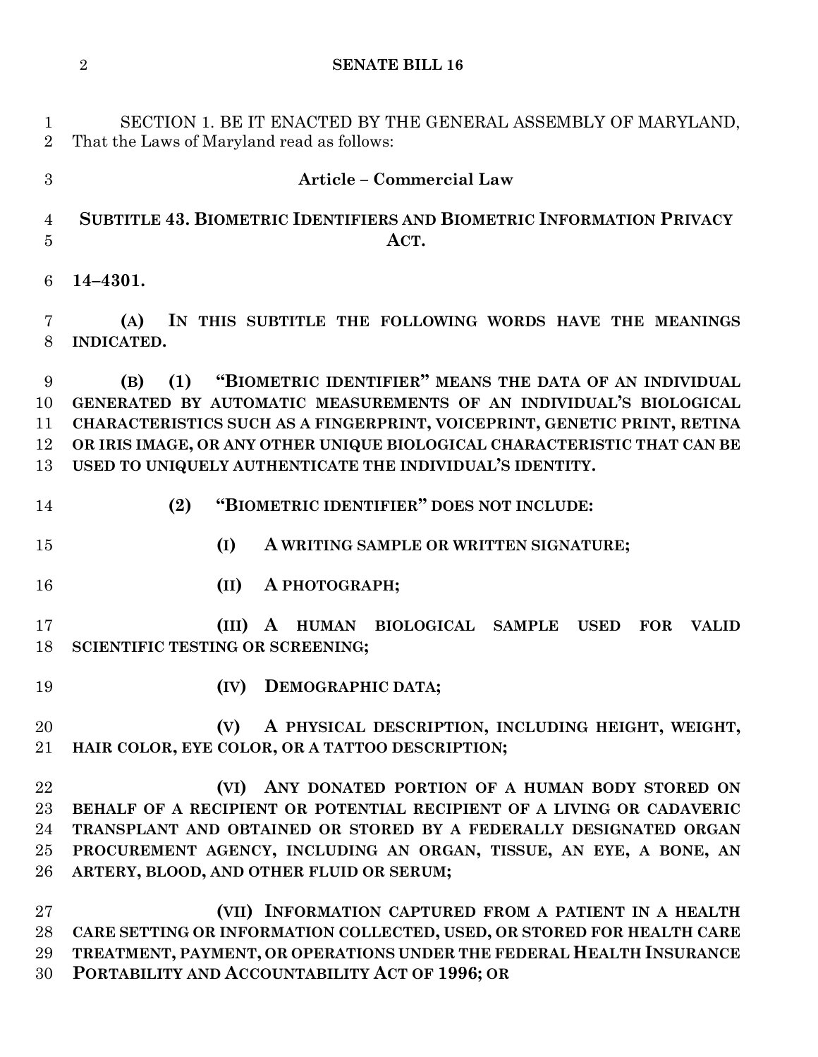SECTION 1. BE IT ENACTED BY THE GENERAL ASSEMBLY OF MARYLAND, That the Laws of Maryland read as follows:

## Article – Commercial Law

### SUBTITLE 43. BIOMETRIC IDENTIFIERS AND BIOMETRIC INFORMATION PRIVACY ACT.

**14–4301.**

**(A) IN THIS SUBTITLE THE FOLLOWING WORDS HAVE THE MEANINGS INDICATED.**

**(B) (1) "BIOMETRIC IDENTIFIER" MEANS THE DATA OF AN INDIVIDUAL GENERATED BY AUTOMATIC MEASUREMENTS OF AN INDIVIDUAL'S BIOLOGICAL CHARACTERISTICS SUCH AS A FINGERPRINT, VOICEPRINT, GENETIC PRINT, RETINA OR IRIS IMAGE, OR ANY OTHER UNIQUE BIOLOGICAL CHARACTERISTIC THAT CAN BE USED TO UNIQUELY AUTHENTICATE THE INDIVIDUAL'S IDENTITY.**

**(2) "BIOMETRIC IDENTIFIER" DOES NOT INCLUDE:**

**(I) A WRITING SAMPLE OR WRITTEN SIGNATURE;**

**(II) A PHOTOGRAPH;**

**(III) A HUMAN BIOLOGICAL SAMPLE USED FOR VALID SCIENTIFIC TESTING OR SCREENING;**

**(IV) DEMOGRAPHIC DATA;**

**(V) A PHYSICAL DESCRIPTION, INCLUDING HEIGHT, WEIGHT, HAIR COLOR, EYE COLOR, OR A TATTOO DESCRIPTION;**

**(VI) ANY DONATED PORTION OF A HUMAN BODY STORED ON BEHALF OF A RECIPIENT OR POTENTIAL RECIPIENT OF A LIVING OR CADAVERIC TRANSPLANT AND OBTAINED OR STORED BY A FEDERALLY DESIGNATED ORGAN PROCUREMENT AGENCY, INCLUDING AN ORGAN, TISSUE, AN EYE, A BONE, AN ARTERY, BLOOD, AND OTHER FLUID OR SERUM;**

**(VII) INFORMATION CAPTURED FROM A PATIENT IN A HEALTH CARE SETTING OR INFORMATION COLLECTED, USED, OR STORED FOR HEALTH CARE TREATMENT, PAYMENT, OR OPERATIONS UNDER THE FEDERAL HEALTH INSURANCE PORTABILITY AND ACCOUNTABILITY ACT OF 1996; OR**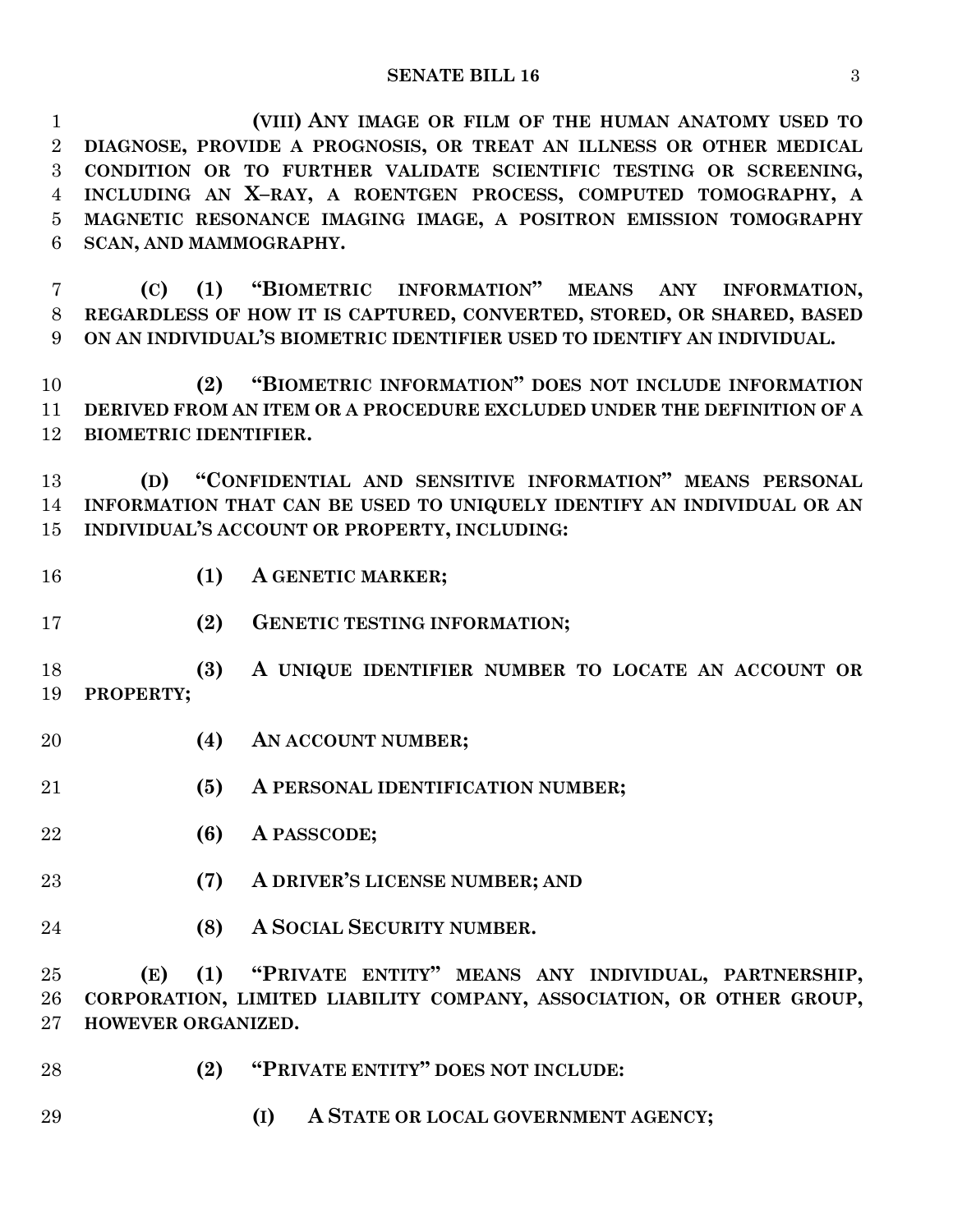**(VIII) ANY IMAGE OR FILM OF THE HUMAN ANATOMY USED TO DIAGNOSE, PROVIDE A PROGNOSIS, OR TREAT AN ILLNESS OR OTHER MEDICAL CONDITION OR TO FURTHER VALIDATE SCIENTIFIC TESTING OR SCREENING, INCLUDING AN X–RAY, A ROENTGEN PROCESS, COMPUTED TOMOGRAPHY, A MAGNETIC RESONANCE IMAGING IMAGE, A POSITRON EMISSION TOMOGRAPHY SCAN, AND MAMMOGRAPHY.**

**(C) (1) "BIOMETRIC INFORMATION" MEANS ANY INFORMATION, REGARDLESS OF HOW IT IS CAPTURED, CONVERTED, STORED, OR SHARED, BASED ON AN INDIVIDUAL'S BIOMETRIC IDENTIFIER USED TO IDENTIFY AN INDIVIDUAL.**

**(2) "BIOMETRIC INFORMATION" DOES NOT INCLUDE INFORMATION DERIVED FROM AN ITEM OR A PROCEDURE EXCLUDED UNDER THE DEFINITION OF A BIOMETRIC IDENTIFIER.**

**(D) "CONFIDENTIAL AND SENSITIVE INFORMATION" MEANS PERSONAL INFORMATION THAT CAN BE USED TO UNIQUELY IDENTIFY AN INDIVIDUAL OR AN INDIVIDUAL'S ACCOUNT OR PROPERTY, INCLUDING:**

**(1) A GENETIC MARKER;**

**(2) GENETIC TESTING INFORMATION;**

**(3) A UNIQUE IDENTIFIER NUMBER TO LOCATE AN ACCOUNT OR PROPERTY;**

**(4) AN ACCOUNT NUMBER;**

**(5) A PERSONAL IDENTIFICATION NUMBER;**

**(6) A PASSCODE;**

**(7) A DRIVER'S LICENSE NUMBER; AND**

**(8) A SOCIAL SECURITY NUMBER.**

**(E) (1) "PRIVATE ENTITY" MEANS ANY INDIVIDUAL, PARTNERSHIP, CORPORATION, LIMITED LIABILITY COMPANY, ASSOCIATION, OR OTHER GROUP, HOWEVER ORGANIZED.**

**(2) "PRIVATE ENTITY" DOES NOT INCLUDE:**

**(I) A STATE OR LOCAL GOVERNMENT AGENCY;**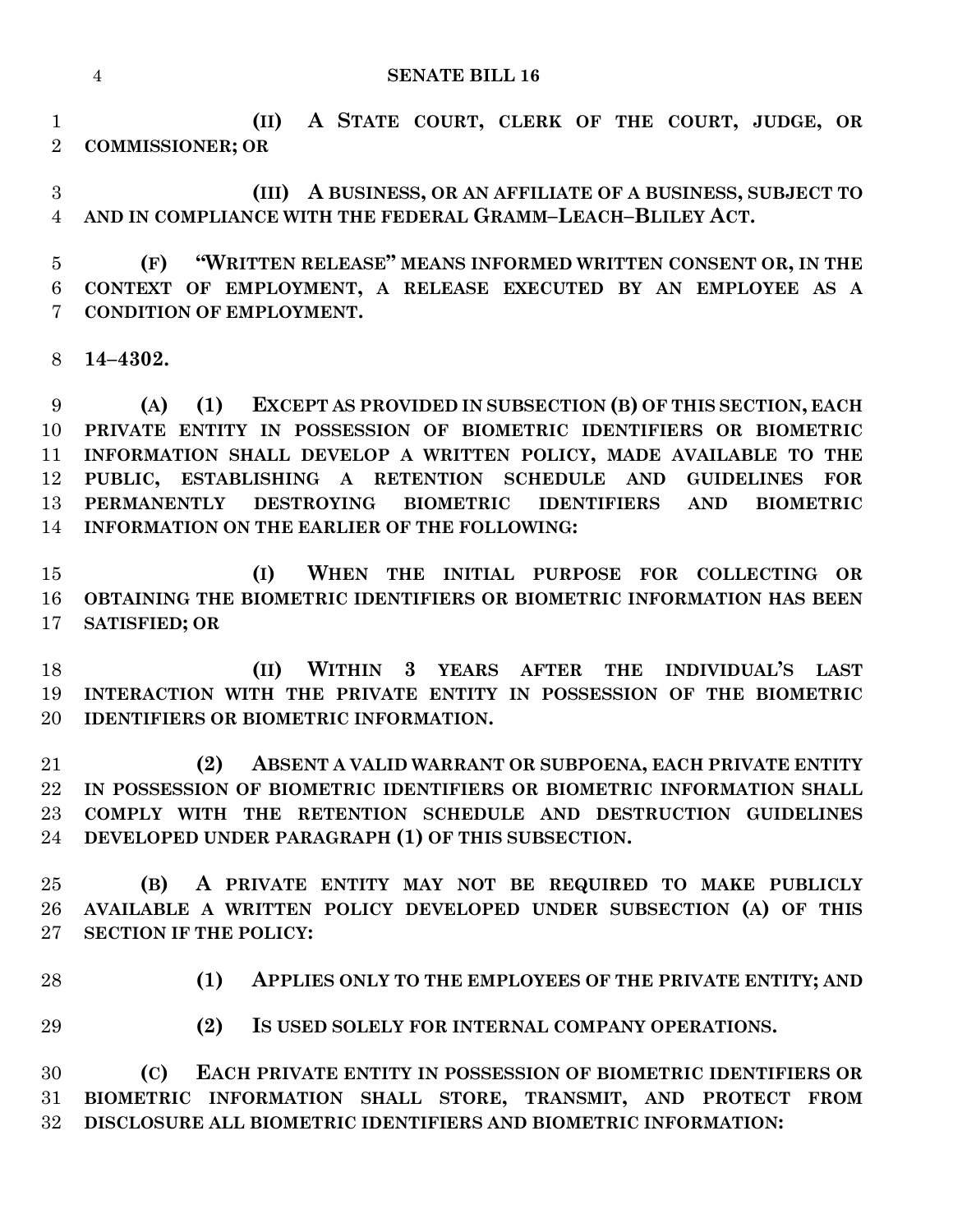**(II) A STATE COURT, CLERK OF THE COURT, JUDGE, OR COMMISSIONER; OR**

**(III) A BUSINESS, OR AN AFFILIATE OF A BUSINESS, SUBJECT TO AND IN COMPLIANCE WITH THE FEDERAL GRAMM–LEACH–BLILEY ACT.**

**(F) "WRITTEN RELEASE" MEANS INFORMED WRITTEN CONSENT OR, IN THE CONTEXT OF EMPLOYMENT, A RELEASE EXECUTED BY AN EMPLOYEE AS A CONDITION OF EMPLOYMENT.**

**14–4302.**

**(A) (1) EXCEPT AS PROVIDED IN SUBSECTION (B) OF THIS SECTION, EACH PRIVATE ENTITY IN POSSESSION OF BIOMETRIC IDENTIFIERS OR BIOMETRIC INFORMATION SHALL DEVELOP A WRITTEN POLICY, MADE AVAILABLE TO THE PUBLIC, ESTABLISHING A RETENTION SCHEDULE AND GUIDELINES FOR PERMANENTLY DESTROYING BIOMETRIC IDENTIFIERS AND BIOMETRIC INFORMATION ON THE EARLIER OF THE FOLLOWING:**

**(I) WHEN THE INITIAL PURPOSE FOR COLLECTING OR OBTAINING THE BIOMETRIC IDENTIFIERS OR BIOMETRIC INFORMATION HAS BEEN SATISFIED; OR**

**(II) WITHIN 3 YEARS AFTER THE INDIVIDUAL'S LAST INTERACTION WITH THE PRIVATE ENTITY IN POSSESSION OF THE BIOMETRIC IDENTIFIERS OR BIOMETRIC INFORMATION.**

**(2) ABSENT A VALID WARRANT OR SUBPOENA, EACH PRIVATE ENTITY IN POSSESSION OF BIOMETRIC IDENTIFIERS OR BIOMETRIC INFORMATION SHALL COMPLY WITH THE RETENTION SCHEDULE AND DESTRUCTION GUIDELINES DEVELOPED UNDER PARAGRAPH (1) OF THIS SUBSECTION.**

**(B) A PRIVATE ENTITY MAY NOT BE REQUIRED TO MAKE PUBLICLY AVAILABLE A WRITTEN POLICY DEVELOPED UNDER SUBSECTION (A) OF THIS SECTION IF THE POLICY:**

**(1) APPLIES ONLY TO THE EMPLOYEES OF THE PRIVATE ENTITY; AND**

**(2) IS USED SOLELY FOR INTERNAL COMPANY OPERATIONS.**

**(C) EACH PRIVATE ENTITY IN POSSESSION OF BIOMETRIC IDENTIFIERS OR BIOMETRIC INFORMATION SHALL STORE, TRANSMIT, AND PROTECT FROM DISCLOSURE ALL BIOMETRIC IDENTIFIERS AND BIOMETRIC INFORMATION:**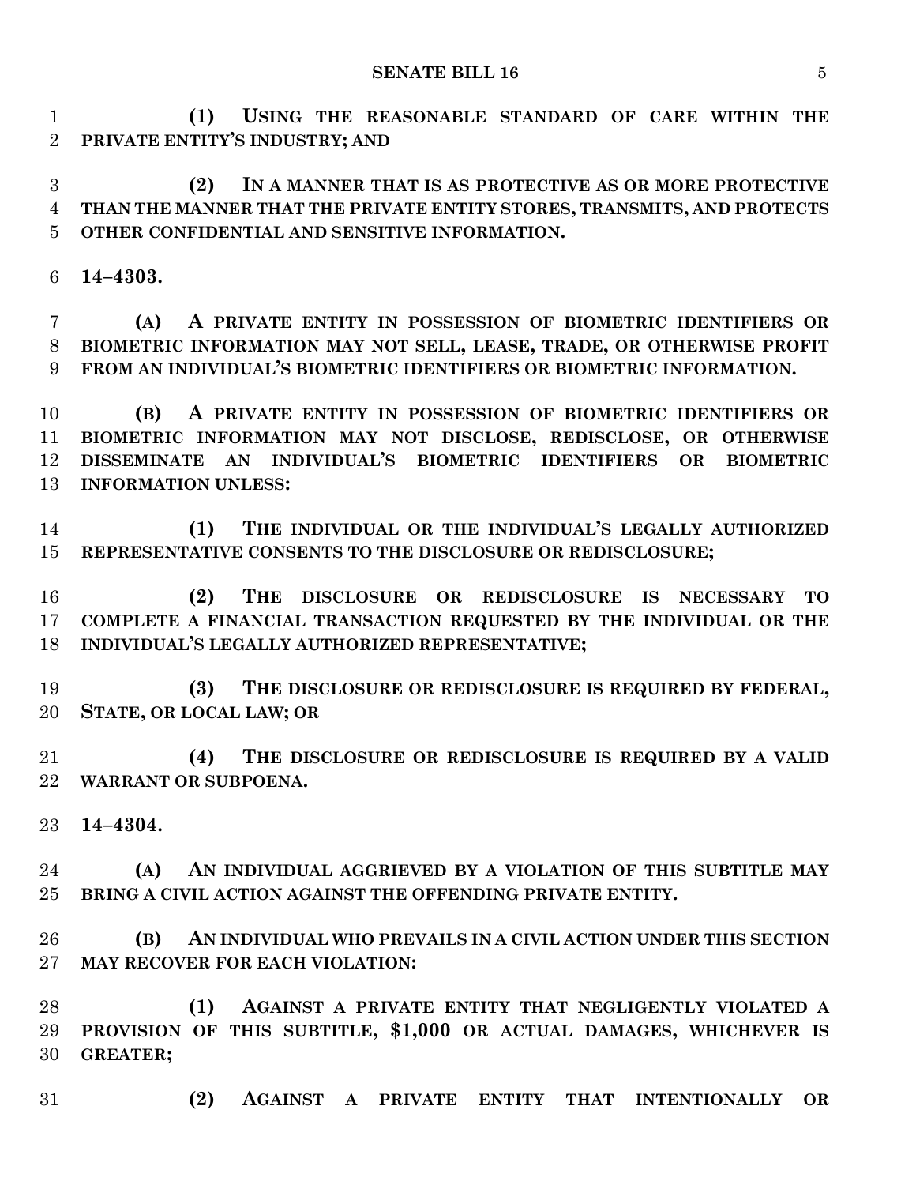**(1) USING THE REASONABLE STANDARD OF CARE WITHIN THE PRIVATE ENTITY'S INDUSTRY; AND**

**(2) IN A MANNER THAT IS AS PROTECTIVE AS OR MORE PROTECTIVE THAN THE MANNER THAT THE PRIVATE ENTITY STORES, TRANSMITS, AND PROTECTS OTHER CONFIDENTIAL AND SENSITIVE INFORMATION.**

**14–4303.**

**(A) A PRIVATE ENTITY IN POSSESSION OF BIOMETRIC IDENTIFIERS OR BIOMETRIC INFORMATION MAY NOT SELL, LEASE, TRADE, OR OTHERWISE PROFIT FROM AN INDIVIDUAL'S BIOMETRIC IDENTIFIERS OR BIOMETRIC INFORMATION.**

**(B) A PRIVATE ENTITY IN POSSESSION OF BIOMETRIC IDENTIFIERS OR BIOMETRIC INFORMATION MAY NOT DISCLOSE, REDISCLOSE, OR OTHERWISE DISSEMINATE AN INDIVIDUAL'S BIOMETRIC IDENTIFIERS OR BIOMETRIC INFORMATION UNLESS:**

**(1) THE INDIVIDUAL OR THE INDIVIDUAL'S LEGALLY AUTHORIZED REPRESENTATIVE CONSENTS TO THE DISCLOSURE OR REDISCLOSURE;**

**(2) THE DISCLOSURE OR REDISCLOSURE IS NECESSARY TO COMPLETE A FINANCIAL TRANSACTION REQUESTED BY THE INDIVIDUAL OR THE INDIVIDUAL'S LEGALLY AUTHORIZED REPRESENTATIVE;**

**(3) THE DISCLOSURE OR REDISCLOSURE IS REQUIRED BY FEDERAL, STATE, OR LOCAL LAW; OR**

**(4) THE DISCLOSURE OR REDISCLOSURE IS REQUIRED BY A VALID WARRANT OR SUBPOENA.**

**14–4304.**

**(A) AN INDIVIDUAL AGGRIEVED BY A VIOLATION OF THIS SUBTITLE MAY BRING A CIVIL ACTION AGAINST THE OFFENDING PRIVATE ENTITY.**

**(B) AN INDIVIDUAL WHO PREVAILS IN A CIVIL ACTION UNDER THIS SECTION MAY RECOVER FOR EACH VIOLATION:**

**(1) AGAINST A PRIVATE ENTITY THAT NEGLIGENTLY VIOLATED A PROVISION OF THIS SUBTITLE, $1,000 OR ACTUAL DAMAGES, WHICHEVER IS GREATER;**

**(2) AGAINST A PRIVATE ENTITY THAT INTENTIONALLY OR**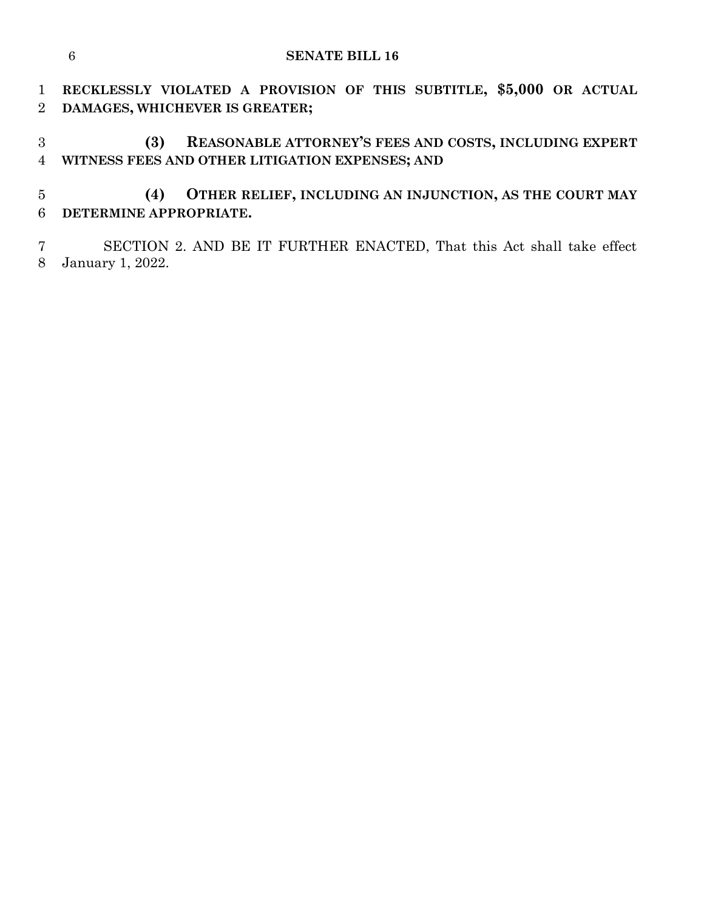**RECKLESSLY VIOLATED A PROVISION OF THIS SUBTITLE, $5,000 OR ACTUAL DAMAGES, WHICHEVER IS GREATER;**

**(3) REASONABLE ATTORNEY'S FEES AND COSTS, INCLUDING EXPERT WITNESS FEES AND OTHER LITIGATION EXPENSES; AND**

**(4) OTHER RELIEF, INCLUDING AN INJUNCTION, AS THE COURT MAY DETERMINE APPROPRIATE.**

SECTION 2. AND BE IT FURTHER ENACTED, That this Act shall take effect January 1, 2022.